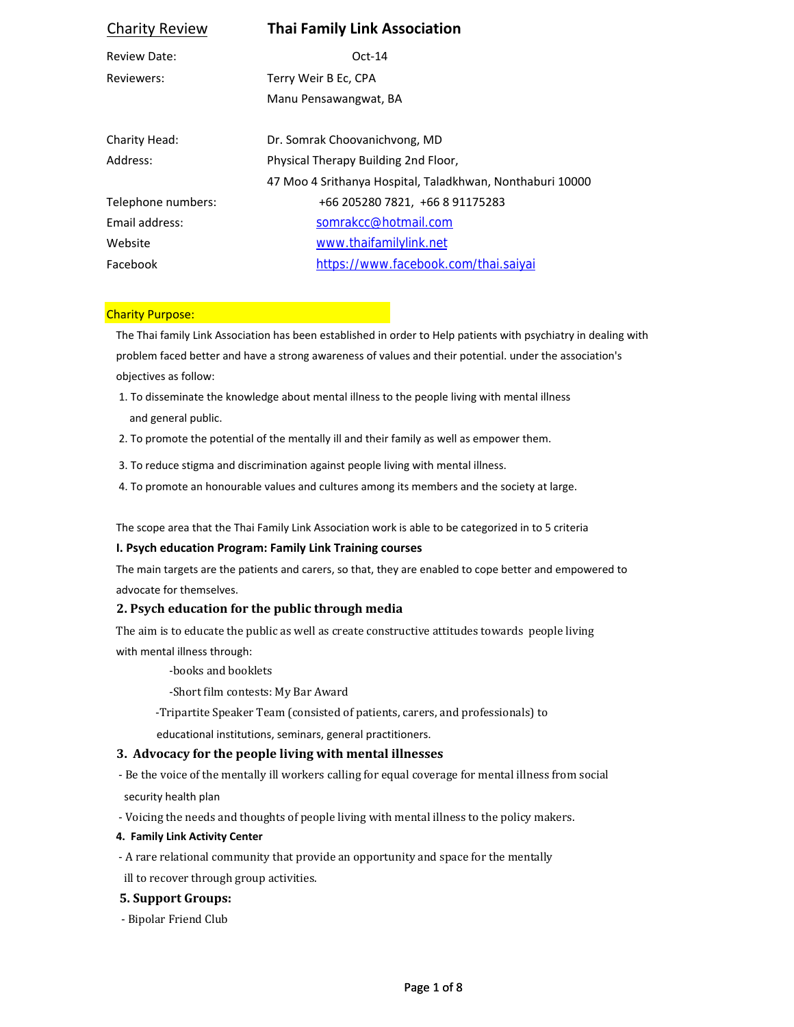# Charity Review — Thai Family Link Association

| | |
|---|---|
| Review Date: | Oct-14 |
| Reviewers: | Terry Weir B Ec, CPA |
| | Manu Pensawangwat, BA |
| | |
| Charity Head: | Dr. Somrak Choovanichvong, MD |
| Address: | Physical Therapy Building 2nd Floor, |
| | 47 Moo 4 Srithanya Hospital, Taladkhwan, Nonthaburi 10000 |
| Telephone numbers: | +66 205280 7821, +66 8 91175283 |
| Email address: | somrakcc@hotmail.com |
| Website | www.thaifamilylink.net |
| Facebook | https://www.facebook.com/thai.saiyai |

## Charity Purpose:

The Thai family Link Association has been established in order to Help patients with psychiatry in dealing with problem faced better and have a strong awareness of values and their potential. under the association's objectives as follow:

1. To disseminate the knowledge about mental illness to the people living with mental illness and general public.
2. To promote the potential of the mentally ill and their family as well as empower them.
3. To reduce stigma and discrimination against people living with mental illness.
4. To promote an honourable values and cultures among its members and the society at large.

The scope area that the Thai Family Link Association work is able to be categorized in to 5 criteria

### I. Psych education Program: Family Link Training courses

The main targets are the patients and carers, so that, they are enabled to cope better and empowered to advocate for themselves.

### 2. Psych education for the public through media

The aim is to educate the public as well as create constructive attitudes towards people living with mental illness through:

- books and booklets
- Short film contests: My Bar Award
- Tripartite Speaker Team (consisted of patients, carers, and professionals) to educational institutions, seminars, general practitioners.

### 3. Advocacy for the people living with mental illnesses

- Be the voice of the mentally ill workers calling for equal coverage for mental illness from social security health plan
- Voicing the needs and thoughts of people living with mental illness to the policy makers.

### 4. Family Link Activity Center

- A rare relational community that provide an opportunity and space for the mentally ill to recover through group activities.

### 5. Support Groups:

- Bipolar Friend Club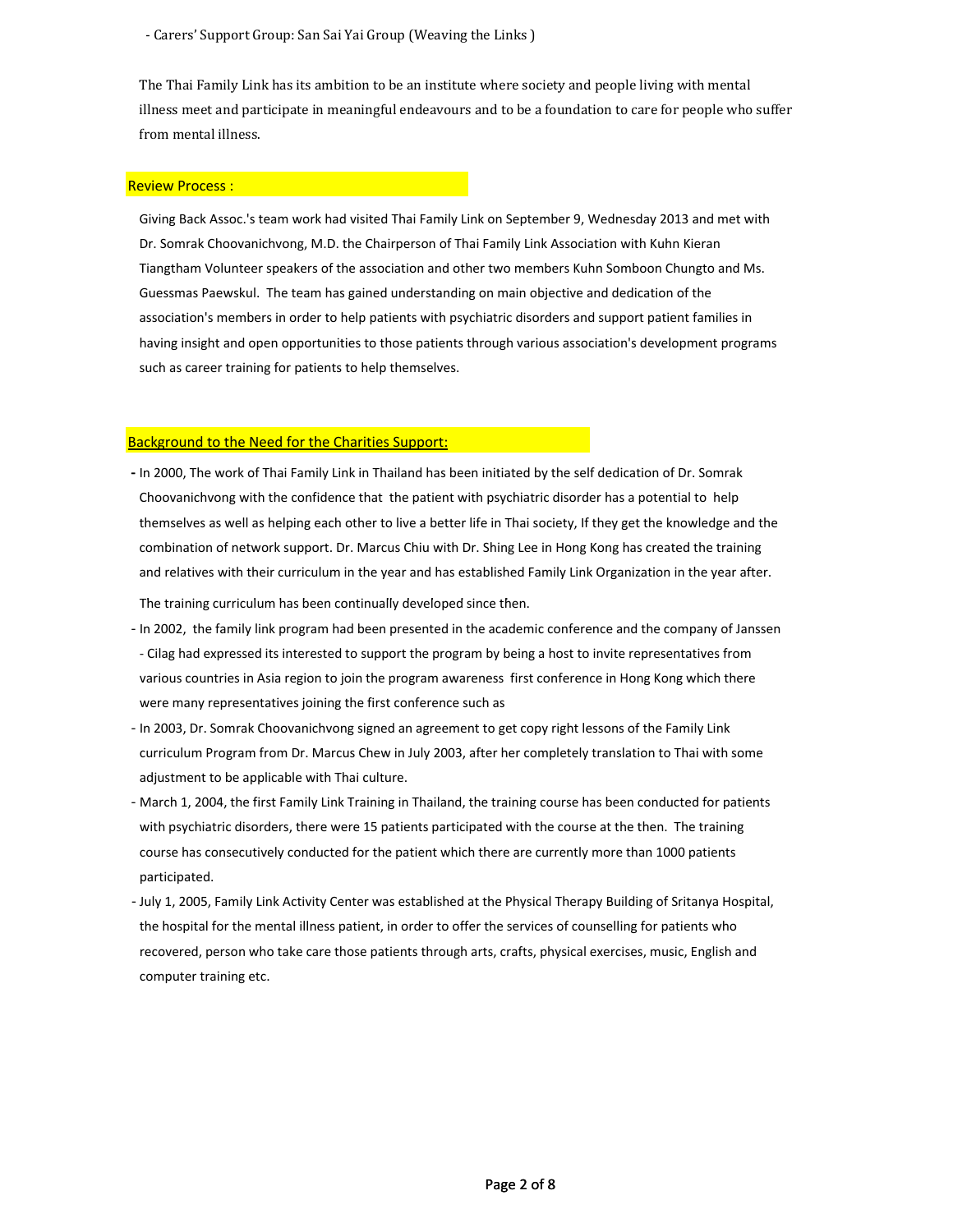- Carers' Support Group: San Sai Yai Group (Weaving the Links )

The Thai Family Link has its ambition to be an institute where society and people living with mental illness meet and participate in meaningful endeavours and to be a foundation to care for people who suffer from mental illness.

## Review Process :

Giving Back Assoc.'s team work had visited Thai Family Link on September 9, Wednesday 2013 and met with Dr. Somrak Choovanichvong, M.D. the Chairperson of Thai Family Link Association with Kuhn Kieran Tiangtham Volunteer speakers of the association and other two members Kuhn Somboon Chungto and Ms. Guessmas Paewskul. The team has gained understanding on main objective and dedication of the association's members in order to help patients with psychiatric disorders and support patient families in having insight and open opportunities to those patients through various association's development programs such as career training for patients to help themselves.

## Background to the Need for the Charities Support:

- In 2000, The work of Thai Family Link in Thailand has been initiated by the self dedication of Dr. Somrak Choovanichvong with the confidence that the patient with psychiatric disorder has a potential to help themselves as well as helping each other to live a better life in Thai society, If they get the knowledge and the combination of network support. Dr. Marcus Chiu with Dr. Shing Lee in Hong Kong has created the training and relatives with their curriculum in the year and has established Family Link Organization in the year after.

  The training curriculum has been continually developed since then.
- In 2002, the family link program had been presented in the academic conference and the company of Janssen - Cilag had expressed its interested to support the program by being a host to invite representatives from various countries in Asia region to join the program awareness first conference in Hong Kong which there were many representatives joining the first conference such as
- In 2003, Dr. Somrak Choovanichvong signed an agreement to get copy right lessons of the Family Link curriculum Program from Dr. Marcus Chew in July 2003, after her completely translation to Thai with some adjustment to be applicable with Thai culture.
- March 1, 2004, the first Family Link Training in Thailand, the training course has been conducted for patients with psychiatric disorders, there were 15 patients participated with the course at the then. The training course has consecutively conducted for the patient which there are currently more than 1000 patients participated.
- July 1, 2005, Family Link Activity Center was established at the Physical Therapy Building of Sritanya Hospital, the hospital for the mental illness patient, in order to offer the services of counselling for patients who recovered, person who take care those patients through arts, crafts, physical exercises, music, English and computer training etc.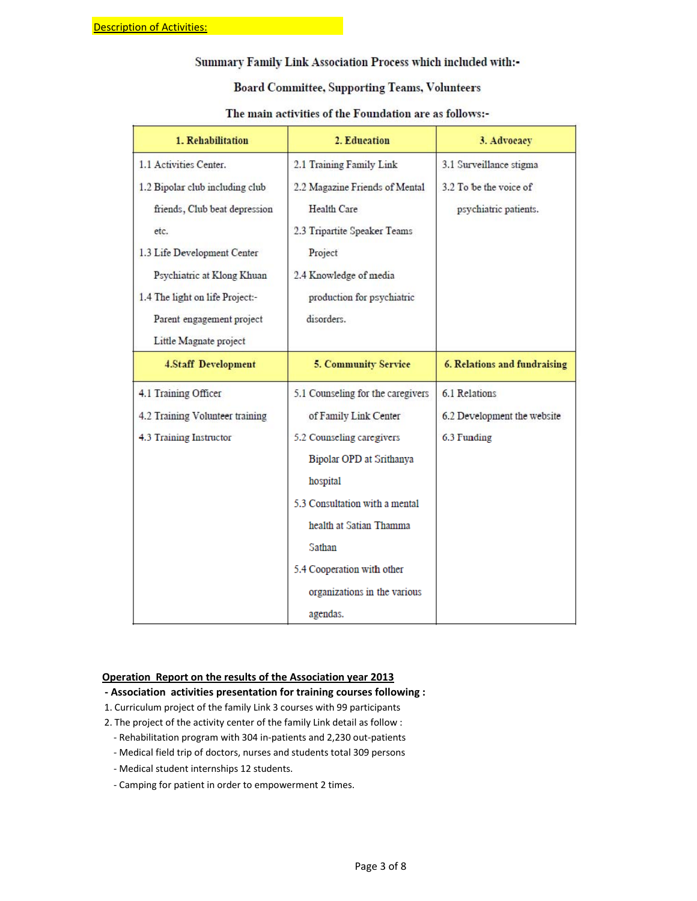Description of Activities:

Summary Family Link Association Process which included with:-

Board Committee, Supporting Teams, Volunteers

The main activities of the Foundation are as follows:-

| 1. Rehabilitation | 2. Education | 3. Advocacy |
|---|---|---|
| 1.1 Activities Center.<br>1.2 Bipolar club including club friends, Club beat depression etc.<br>1.3 Life Development Center Psychiatric at Klong Khuan<br>1.4 The light on life Project:- Parent engagement project Little Magnate project | 2.1 Training Family Link<br>2.2 Magazine Friends of Mental Health Care<br>2.3 Tripartite Speaker Teams Project<br>2.4 Knowledge of media production for psychiatric disorders. | 3.1 Surveillance stigma<br>3.2 To be the voice of psychiatric patients. |
| **4.Staff Development** | **5. Community Service** | **6. Relations and fundraising** |
| 4.1 Training Officer<br>4.2 Training Volunteer training<br>4.3 Training Instructor | 5.1 Counseling for the caregivers of Family Link Center<br>5.2 Counseling caregivers Bipolar OPD at Srithanya hospital<br>5.3 Consultation with a mental health at Satian Thamma Sathan<br>5.4 Cooperation with other organizations in the various agendas. | 6.1 Relations<br>6.2 Development the website<br>6.3 Funding |

**Operation Report on the results of the Association year 2013**

**- Association activities presentation for training courses following :**

1. Curriculum project of the family Link 3 courses with 99 participants
2. The project of the activity center of the family Link detail as follow :
   - Rehabilitation program with 304 in-patients and 2,230 out-patients
   - Medical field trip of doctors, nurses and students total 309 persons
   - Medical student internships 12 students.
   - Camping for patient in order to empowerment 2 times.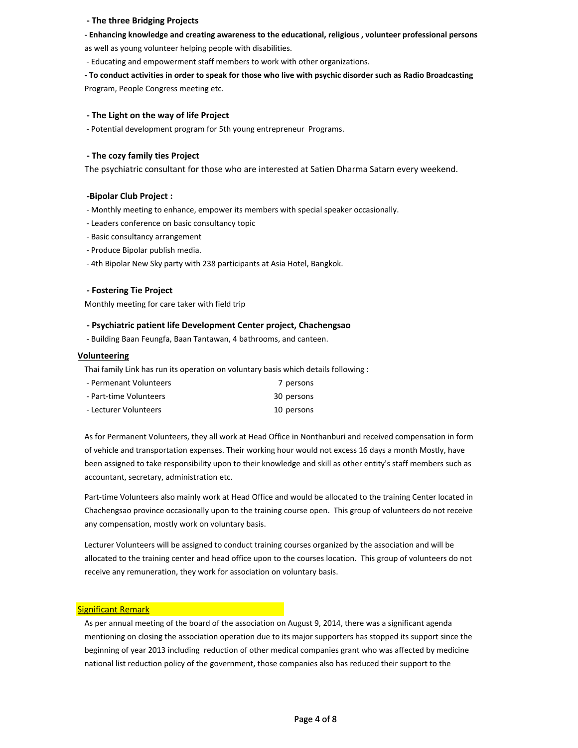**- The three Bridging Projects**

**- Enhancing knowledge and creating awareness to the educational, religious , volunteer professional persons** as well as young volunteer helping people with disabilities.

- Educating and empowerment staff members to work with other organizations.

**- To conduct activities in order to speak for those who live with psychic disorder such as Radio Broadcasting** Program, People Congress meeting etc.

**- The Light on the way of life Project**

- Potential development program for 5th young entrepreneur Programs.

**- The cozy family ties Project**

The psychiatric consultant for those who are interested at Satien Dharma Satarn every weekend.

**-Bipolar Club Project :**

- Monthly meeting to enhance, empower its members with special speaker occasionally.
- Leaders conference on basic consultancy topic
- Basic consultancy arrangement
- Produce Bipolar publish media.
- 4th Bipolar New Sky party with 238 participants at Asia Hotel, Bangkok.

**- Fostering Tie Project**

Monthly meeting for care taker with field trip

**- Psychiatric patient life Development Center project, Chachengsao**

- Building Baan Feungfa, Baan Tantawan, 4 bathrooms, and canteen.

**Volunteering**

Thai family Link has run its operation on voluntary basis which details following :

| | |
|---|---|
| - Permenant Volunteers | 7 persons |
| - Part-time Volunteers | 30 persons |
| - Lecturer Volunteers | 10 persons |

As for Permanent Volunteers, they all work at Head Office in Nonthanburi and received compensation in form of vehicle and transportation expenses. Their working hour would not excess 16 days a month Mostly, have been assigned to take responsibility upon to their knowledge and skill as other entity's staff members such as accountant, secretary, administration etc.

Part-time Volunteers also mainly work at Head Office and would be allocated to the training Center located in Chachengsao province occasionally upon to the training course open. This group of volunteers do not receive any compensation, mostly work on voluntary basis.

Lecturer Volunteers will be assigned to conduct training courses organized by the association and will be allocated to the training center and head office upon to the courses location. This group of volunteers do not receive any remuneration, they work for association on voluntary basis.

**Significant Remark**

As per annual meeting of the board of the association on August 9, 2014, there was a significant agenda mentioning on closing the association operation due to its major supporters has stopped its support since the beginning of year 2013 including reduction of other medical companies grant who was affected by medicine national list reduction policy of the government, those companies also has reduced their support to the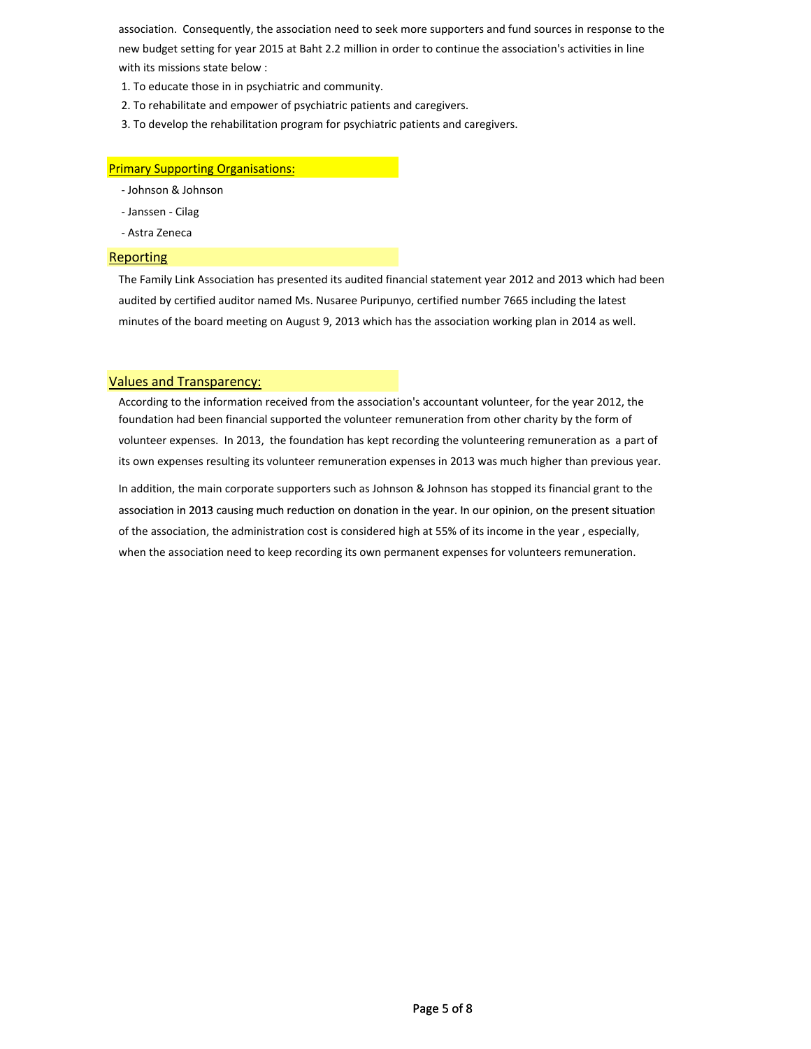association. Consequently, the association need to seek more supporters and fund sources in response to the new budget setting for year 2015 at Baht 2.2 million in order to continue the association's activities in line with its missions state below :

1. To educate those in in psychiatric and community.
2. To rehabilitate and empower of psychiatric patients and caregivers.
3. To develop the rehabilitation program for psychiatric patients and caregivers.

## Primary Supporting Organisations:

- Johnson & Johnson
- Janssen - Cilag
- Astra Zeneca

## Reporting

The Family Link Association has presented its audited financial statement year 2012 and 2013 which had been audited by certified auditor named Ms. Nusaree Puripunyo, certified number 7665 including the latest minutes of the board meeting on August 9, 2013 which has the association working plan in 2014 as well.

## Values and Transparency:

According to the information received from the association's accountant volunteer, for the year 2012, the foundation had been financial supported the volunteer remuneration from other charity by the form of volunteer expenses. In 2013, the foundation has kept recording the volunteering remuneration as a part of its own expenses resulting its volunteer remuneration expenses in 2013 was much higher than previous year.

In addition, the main corporate supporters such as Johnson & Johnson has stopped its financial grant to the association in 2013 causing much reduction on donation in the year. In our opinion, on the present situation of the association, the administration cost is considered high at 55% of its income in the year , especially, when the association need to keep recording its own permanent expenses for volunteers remuneration.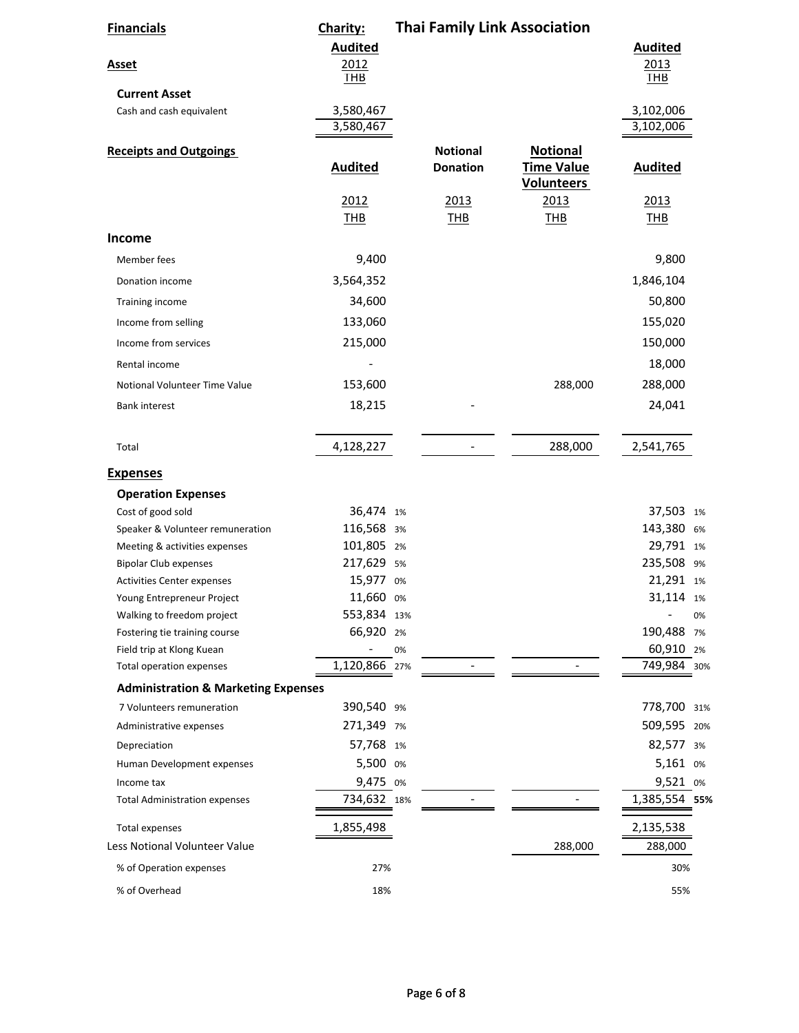**Financials** | **Charity:** **Thai Family Link Association**

| **Asset** | **Audited** 2012 THB | **Audited** 2013 THB |
|---|---|---|
| **Current Asset** | | |
| Cash and cash equivalent | 3,580,467 | 3,102,006 |
| | 3,580,467 | 3,102,006 |

| **Receipts and Outgoings** | **Audited** 2012 THB | | **Notional Donation** 2013 THB | **Notional Time Value Volunteers** 2013 THB | **Audited** 2013 THB | |
|---|---|---|---|---|---|---|
| **Income** | | | | | | |
| Member fees | 9,400 | | | | 9,800 | |
| Donation income | 3,564,352 | | | | 1,846,104 | |
| Training income | 34,600 | | | | 50,800 | |
| Income from selling | 133,060 | | | | 155,020 | |
| Income from services | 215,000 | | | | 150,000 | |
| Rental income | - | | | | 18,000 | |
| Notional Volunteer Time Value | 153,600 | | | 288,000 | 288,000 | |
| Bank interest | 18,215 | | - | | 24,041 | |
| Total | 4,128,227 | | - | 288,000 | 2,541,765 | |
| **Expenses** | | | | | | |
| **Operation Expenses** | | | | | | |
| Cost of good sold | 36,474 | 1% | | | 37,503 | 1% |
| Speaker & Volunteer remuneration | 116,568 | 3% | | | 143,380 | 6% |
| Meeting & activities expenses | 101,805 | 2% | | | 29,791 | 1% |
| Bipolar Club expenses | 217,629 | 5% | | | 235,508 | 9% |
| Activities Center expenses | 15,977 | 0% | | | 21,291 | 1% |
| Young Entrepreneur Project | 11,660 | 0% | | | 31,114 | 1% |
| Walking to freedom project | 553,834 | 13% | | | - | 0% |
| Fostering tie training course | 66,920 | 2% | | | 190,488 | 7% |
| Field trip at Klong Kuean | - | 0% | | | 60,910 | 2% |
| Total operation expenses | 1,120,866 | 27% | - | - | 749,984 | 30% |
| **Administration & Marketing Expenses** | | | | | | |
| 7 Volunteers remuneration | 390,540 | 9% | | | 778,700 | 31% |
| Administrative expenses | 271,349 | 7% | | | 509,595 | 20% |
| Depreciation | 57,768 | 1% | | | 82,577 | 3% |
| Human Development expenses | 5,500 | 0% | | | 5,161 | 0% |
| Income tax | 9,475 | 0% | | | 9,521 | 0% |
| Total Administration expenses | 734,632 | 18% | - | - | 1,385,554 | **55%** |
| Total expenses | 1,855,498 | | | | 2,135,538 | |
| Less Notional Volunteer Value | | | | 288,000 | 288,000 | |
| % of Operation expenses | 27% | | | | 30% | |
| % of Overhead | 18% | | | | 55% | |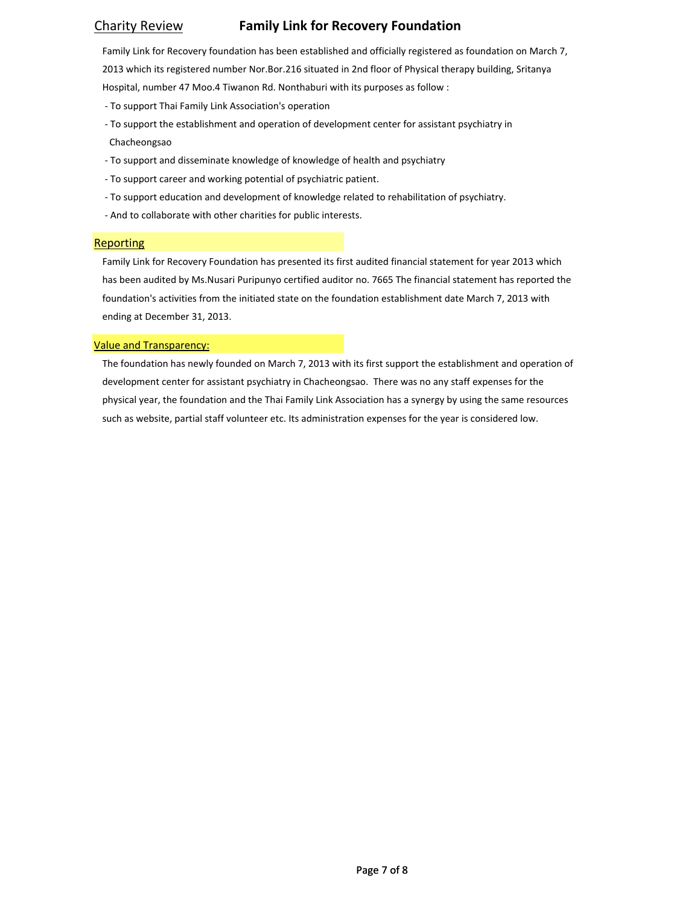## Charity Review Family Link for Recovery Foundation

Family Link for Recovery foundation has been established and officially registered as foundation on March 7, 2013 which its registered number Nor.Bor.216 situated in 2nd floor of Physical therapy building, Sritanya Hospital, number 47 Moo.4 Tiwanon Rd. Nonthaburi with its purposes as follow :

- To support Thai Family Link Association's operation
- To support the establishment and operation of development center for assistant psychiatry in Chacheongsao
- To support and disseminate knowledge of knowledge of health and psychiatry
- To support career and working potential of psychiatric patient.
- To support education and development of knowledge related to rehabilitation of psychiatry.
- And to collaborate with other charities for public interests.

### Reporting

Family Link for Recovery Foundation has presented its first audited financial statement for year 2013 which has been audited by Ms.Nusari Puripunyo certified auditor no. 7665 The financial statement has reported the foundation's activities from the initiated state on the foundation establishment date March 7, 2013 with ending at December 31, 2013.

### Value and Transparency:

The foundation has newly founded on March 7, 2013 with its first support the establishment and operation of development center for assistant psychiatry in Chacheongsao. There was no any staff expenses for the physical year, the foundation and the Thai Family Link Association has a synergy by using the same resources such as website, partial staff volunteer etc. Its administration expenses for the year is considered low.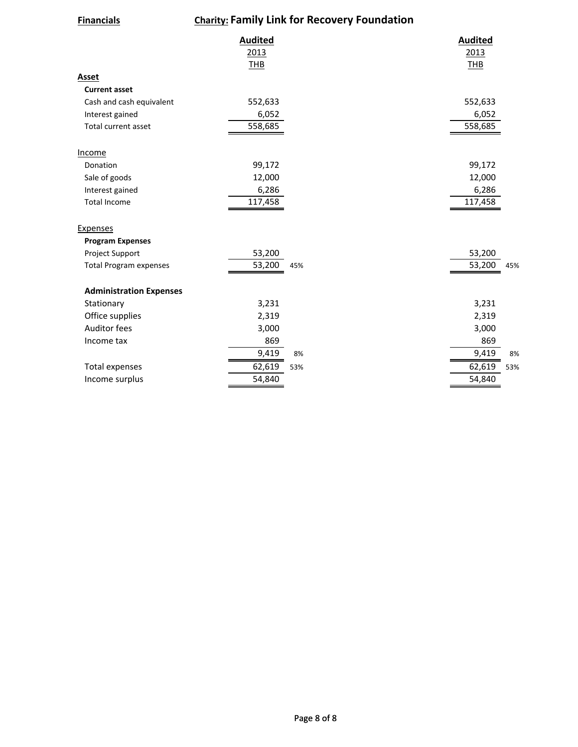**Financials** **Charity: Family Link for Recovery Foundation**

| | Audited 2013 THB | | Audited 2013 THB | |
|---|---|---|---|---|
| **Asset** | | | | |
| **Current asset** | | | | |
| Cash and cash equivalent | 552,633 | | 552,633 | |
| Interest gained | 6,052 | | 6,052 | |
| Total current asset | 558,685 | | 558,685 | |
| | | | | |
| Income | | | | |
| Donation | 99,172 | | 99,172 | |
| Sale of goods | 12,000 | | 12,000 | |
| Interest gained | 6,286 | | 6,286 | |
| Total Income | 117,458 | | 117,458 | |
| | | | | |
| Expenses | | | | |
| **Program Expenses** | | | | |
| Project Support | 53,200 | | 53,200 | |
| Total Program expenses | 53,200 | 45% | 53,200 | 45% |
| | | | | |
| **Administration Expenses** | | | | |
| Stationary | 3,231 | | 3,231 | |
| Office supplies | 2,319 | | 2,319 | |
| Auditor fees | 3,000 | | 3,000 | |
| Income tax | 869 | | 869 | |
| | 9,419 | 8% | 9,419 | 8% |
| Total expenses | 62,619 | 53% | 62,619 | 53% |
| Income surplus | 54,840 | | 54,840 | |